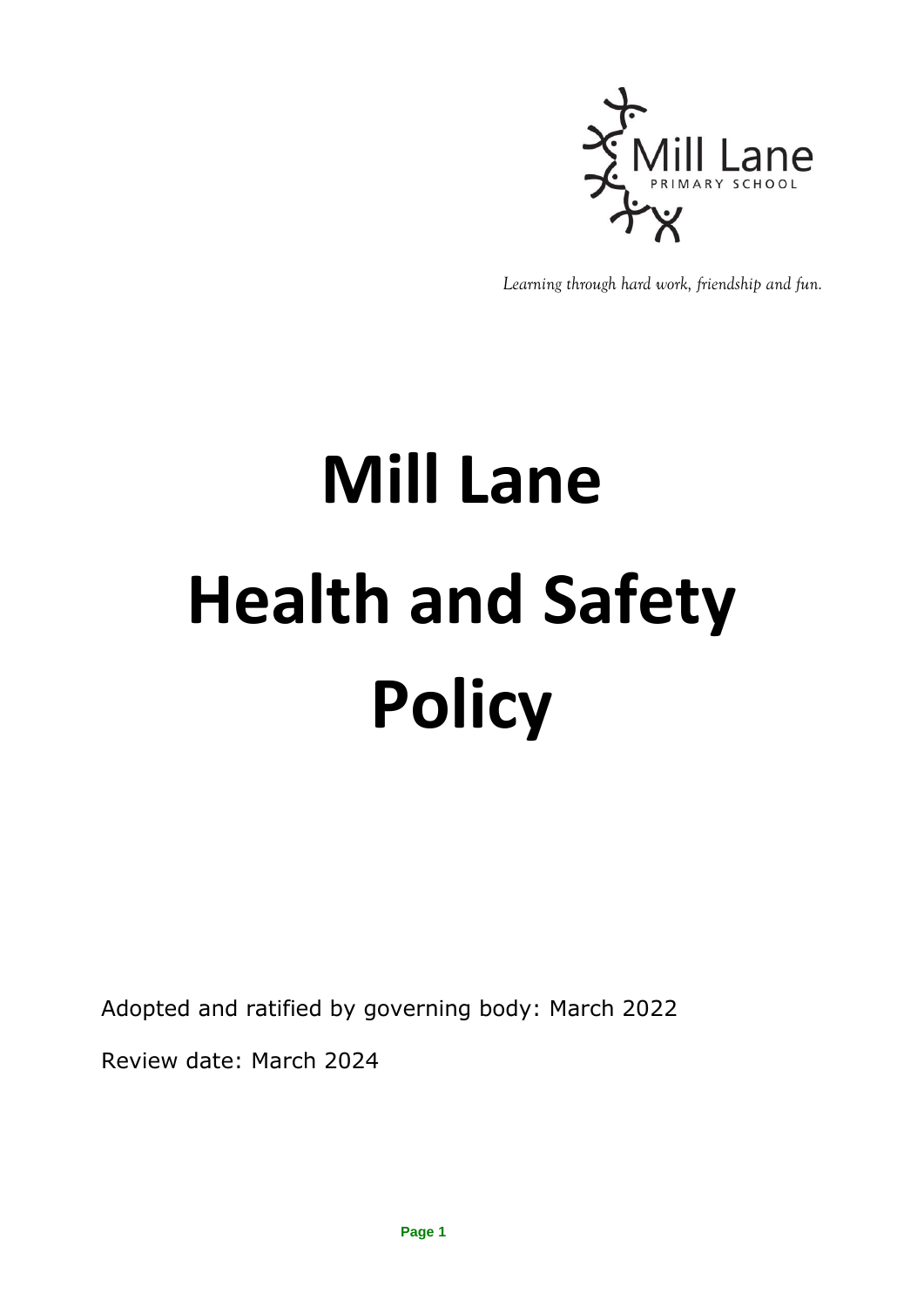Mill Lane
PRIMARY SCHOOL

*Learning through hard work, friendship and fun.*

# Mill Lane Health and Safety Policy

Adopted and ratified by governing body: March 2022

Review date: March 2024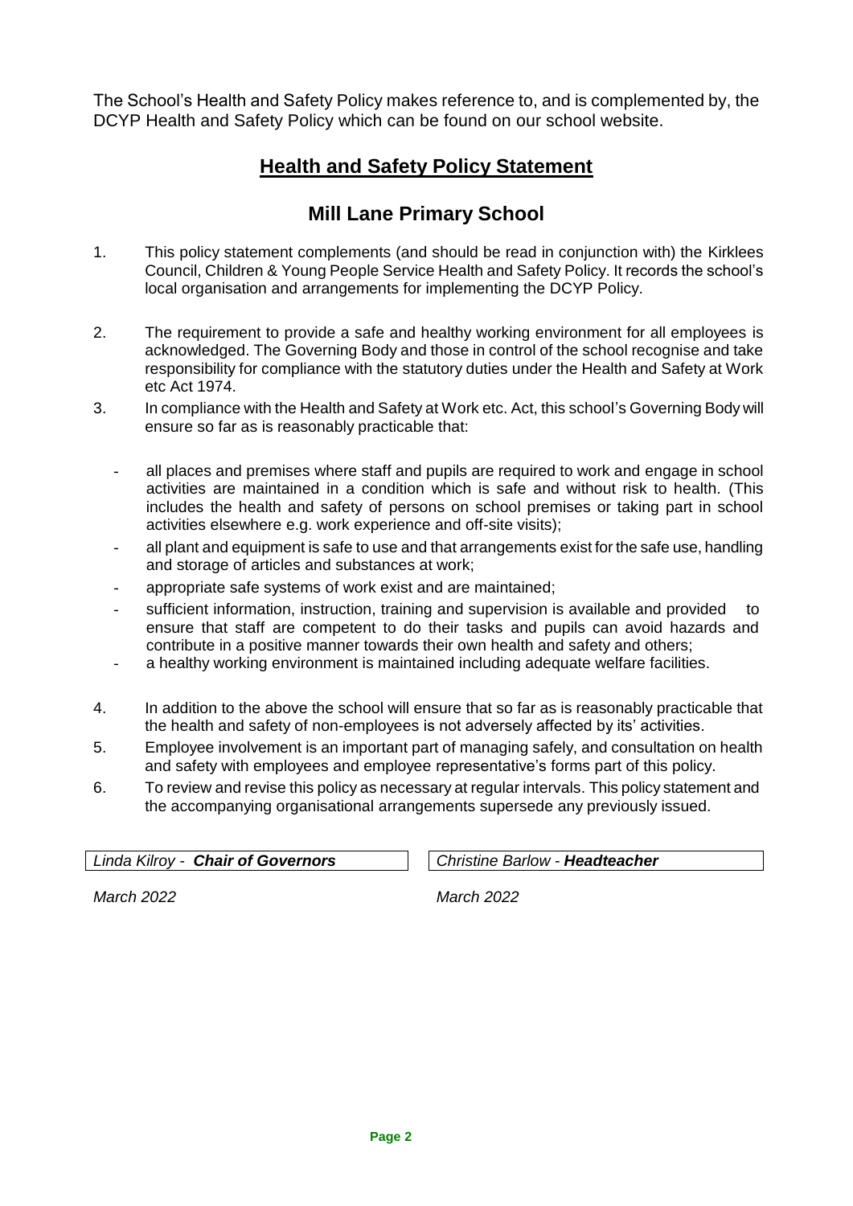The School's Health and Safety Policy makes reference to, and is complemented by, the DCYP Health and Safety Policy which can be found on our school website.

## Health and Safety Policy Statement

## Mill Lane Primary School

1. This policy statement complements (and should be read in conjunction with) the Kirklees Council, Children & Young People Service Health and Safety Policy. It records the school's local organisation and arrangements for implementing the DCYP Policy.

2. The requirement to provide a safe and healthy working environment for all employees is acknowledged. The Governing Body and those in control of the school recognise and take responsibility for compliance with the statutory duties under the Health and Safety at Work etc Act 1974.

3. In compliance with the Health and Safety at Work etc. Act, this school's Governing Body will ensure so far as is reasonably practicable that:

   - all places and premises where staff and pupils are required to work and engage in school activities are maintained in a condition which is safe and without risk to health. (This includes the health and safety of persons on school premises or taking part in school activities elsewhere e.g. work experience and off-site visits);
   - all plant and equipment is safe to use and that arrangements exist for the safe use, handling and storage of articles and substances at work;
   - appropriate safe systems of work exist and are maintained;
   - sufficient information, instruction, training and supervision is available and provided to ensure that staff are competent to do their tasks and pupils can avoid hazards and contribute in a positive manner towards their own health and safety and others;
   - a healthy working environment is maintained including adequate welfare facilities.

4. In addition to the above the school will ensure that so far as is reasonably practicable that the health and safety of non-employees is not adversely affected by its' activities.

5. Employee involvement is an important part of managing safely, and consultation on health and safety with employees and employee representative's forms part of this policy.

6. To review and revise this policy as necessary at regular intervals. This policy statement and the accompanying organisational arrangements supersede any previously issued.

| *Linda Kilroy - **Chair of Governors*** | *Christine Barlow - **Headteacher*** |
|---|---|
| *March 2022* | *March 2022* |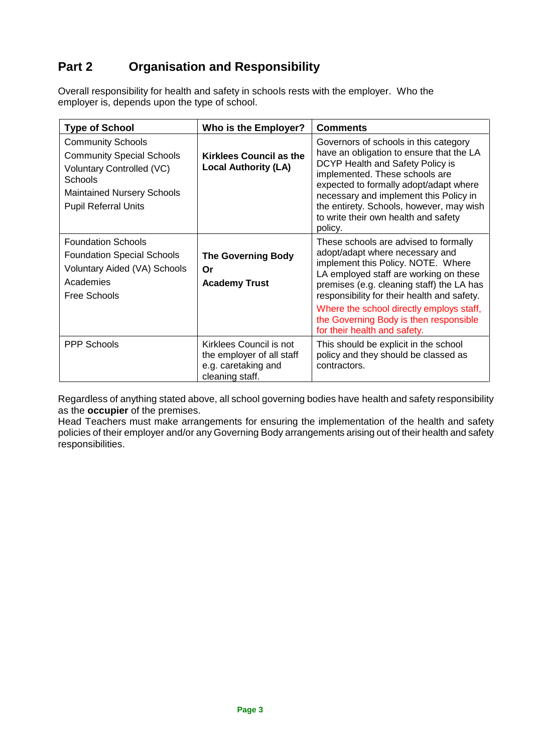## Part 2 Organisation and Responsibility

Overall responsibility for health and safety in schools rests with the employer. Who the employer is, depends upon the type of school.

| Type of School | Who is the Employer? | Comments |
|---|---|---|
| Community Schools<br>Community Special Schools<br>Voluntary Controlled (VC) Schools<br>Maintained Nursery Schools<br>Pupil Referral Units | **Kirklees Council as the Local Authority (LA)** | Governors of schools in this category have an obligation to ensure that the LA DCYP Health and Safety Policy is implemented. These schools are expected to formally adopt/adapt where necessary and implement this Policy in the entirety. Schools, however, may wish to write their own health and safety policy. |
| Foundation Schools<br>Foundation Special Schools<br>Voluntary Aided (VA) Schools<br>Academies<br>Free Schools | **The Governing Body**<br>**Or**<br>**Academy Trust** | These schools are advised to formally adopt/adapt where necessary and implement this Policy. NOTE. Where LA employed staff are working on these premises (e.g. cleaning staff) the LA has responsibility for their health and safety.<br>Where the school directly employs staff, the Governing Body is then responsible for their health and safety. |
| PPP Schools | Kirklees Council is not the employer of all staff e.g. caretaking and cleaning staff. | This should be explicit in the school policy and they should be classed as contractors. |

Regardless of anything stated above, all school governing bodies have health and safety responsibility as the **occupier** of the premises.

Head Teachers must make arrangements for ensuring the implementation of the health and safety policies of their employer and/or any Governing Body arrangements arising out of their health and safety responsibilities.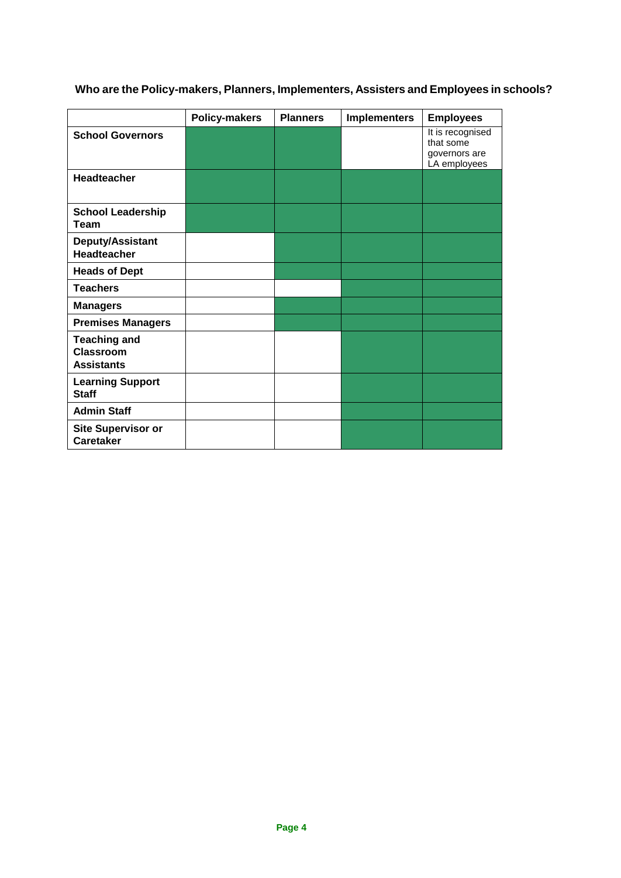## Who are the Policy-makers, Planners, Implementers, Assisters and Employees in schools?

| | Policy-makers | Planners | Implementers | Employees |
|---|---|---|---|---|
| **School Governors** | ✓ | ✓ | | It is recognised that some governors are LA employees |
| **Headteacher** | ✓ | ✓ | ✓ | ✓ |
| **School Leadership Team** | ✓ | ✓ | ✓ | ✓ |
| **Deputy/Assistant Headteacher** | | ✓ | ✓ | ✓ |
| **Heads of Dept** | | ✓ | ✓ | ✓ |
| **Teachers** | | | ✓ | ✓ |
| **Managers** | | ✓ | ✓ | ✓ |
| **Premises Managers** | | ✓ | ✓ | ✓ |
| **Teaching and Classroom Assistants** | | | ✓ | ✓ |
| **Learning Support Staff** | | | ✓ | ✓ |
| **Admin Staff** | | | ✓ | ✓ |
| **Site Supervisor or Caretaker** | | | ✓ | ✓ |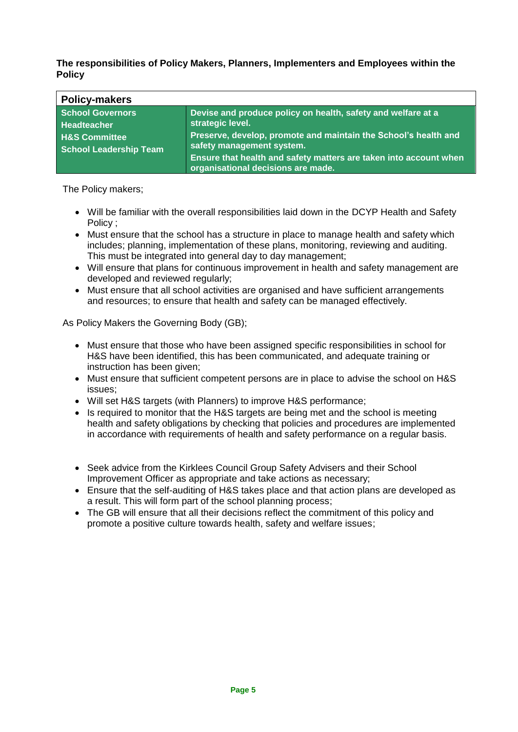**The responsibilities of Policy Makers, Planners, Implementers and Employees within the Policy**

| Policy-makers | |
|---|---|
| **School Governors**<br>**Headteacher**<br>**H&S Committee**<br>**School Leadership Team** | **Devise and produce policy on health, safety and welfare at a strategic level.**<br>**Preserve, develop, promote and maintain the School's health and safety management system.**<br>**Ensure that health and safety matters are taken into account when organisational decisions are made.** |

The Policy makers;

- Will be familiar with the overall responsibilities laid down in the DCYP Health and Safety Policy ;
- Must ensure that the school has a structure in place to manage health and safety which includes; planning, implementation of these plans, monitoring, reviewing and auditing. This must be integrated into general day to day management;
- Will ensure that plans for continuous improvement in health and safety management are developed and reviewed regularly;
- Must ensure that all school activities are organised and have sufficient arrangements and resources; to ensure that health and safety can be managed effectively.

As Policy Makers the Governing Body (GB);

- Must ensure that those who have been assigned specific responsibilities in school for H&S have been identified, this has been communicated, and adequate training or instruction has been given;
- Must ensure that sufficient competent persons are in place to advise the school on H&S issues;
- Will set H&S targets (with Planners) to improve H&S performance;
- Is required to monitor that the H&S targets are being met and the school is meeting health and safety obligations by checking that policies and procedures are implemented in accordance with requirements of health and safety performance on a regular basis.

- Seek advice from the Kirklees Council Group Safety Advisers and their School Improvement Officer as appropriate and take actions as necessary;
- Ensure that the self-auditing of H&S takes place and that action plans are developed as a result. This will form part of the school planning process;
- The GB will ensure that all their decisions reflect the commitment of this policy and promote a positive culture towards health, safety and welfare issues;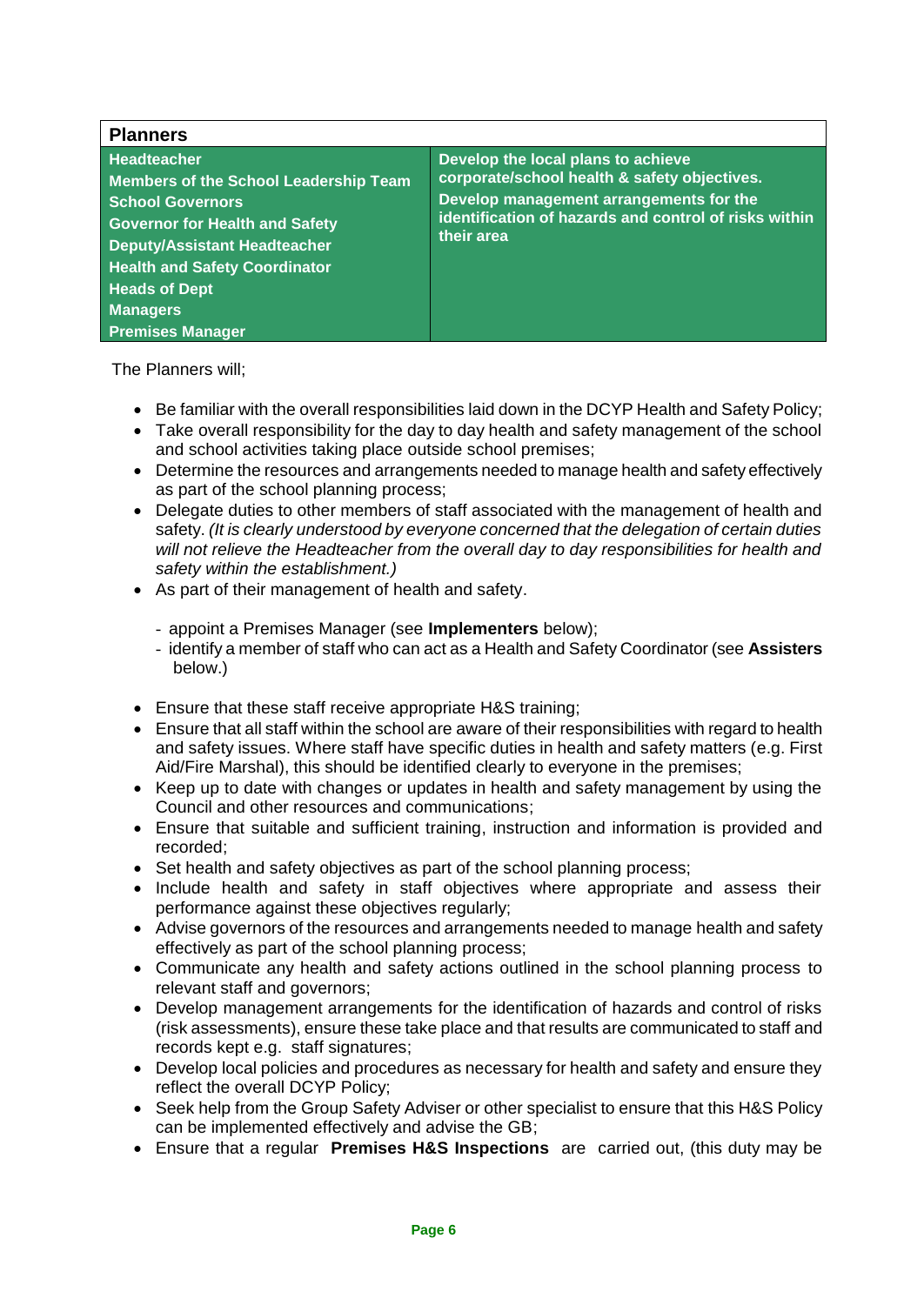| **Planners** | |
|---|---|
| **Headteacher**<br>**Members of the School Leadership Team**<br>**School Governors**<br>**Governor for Health and Safety**<br>**Deputy/Assistant Headteacher**<br>**Health and Safety Coordinator**<br>**Heads of Dept**<br>**Managers**<br>**Premises Manager** | **Develop the local plans to achieve corporate/school health & safety objectives.**<br>**Develop management arrangements for the identification of hazards and control of risks within their area** |

The Planners will;

- Be familiar with the overall responsibilities laid down in the DCYP Health and Safety Policy;
- Take overall responsibility for the day to day health and safety management of the school and school activities taking place outside school premises;
- Determine the resources and arrangements needed to manage health and safety effectively as part of the school planning process;
- Delegate duties to other members of staff associated with the management of health and safety. *(It is clearly understood by everyone concerned that the delegation of certain duties will not relieve the Headteacher from the overall day to day responsibilities for health and safety within the establishment.)*
- As part of their management of health and safety.
  - appoint a Premises Manager (see **Implementers** below);
  - identify a member of staff who can act as a Health and Safety Coordinator (see **Assisters** below.)
- Ensure that these staff receive appropriate H&S training;
- Ensure that all staff within the school are aware of their responsibilities with regard to health and safety issues. Where staff have specific duties in health and safety matters (e.g. First Aid/Fire Marshal), this should be identified clearly to everyone in the premises;
- Keep up to date with changes or updates in health and safety management by using the Council and other resources and communications;
- Ensure that suitable and sufficient training, instruction and information is provided and recorded;
- Set health and safety objectives as part of the school planning process;
- Include health and safety in staff objectives where appropriate and assess their performance against these objectives regularly;
- Advise governors of the resources and arrangements needed to manage health and safety effectively as part of the school planning process;
- Communicate any health and safety actions outlined in the school planning process to relevant staff and governors;
- Develop management arrangements for the identification of hazards and control of risks (risk assessments), ensure these take place and that results are communicated to staff and records kept e.g. staff signatures;
- Develop local policies and procedures as necessary for health and safety and ensure they reflect the overall DCYP Policy;
- Seek help from the Group Safety Adviser or other specialist to ensure that this H&S Policy can be implemented effectively and advise the GB;
- Ensure that a regular **Premises H&S Inspections** are carried out, (this duty may be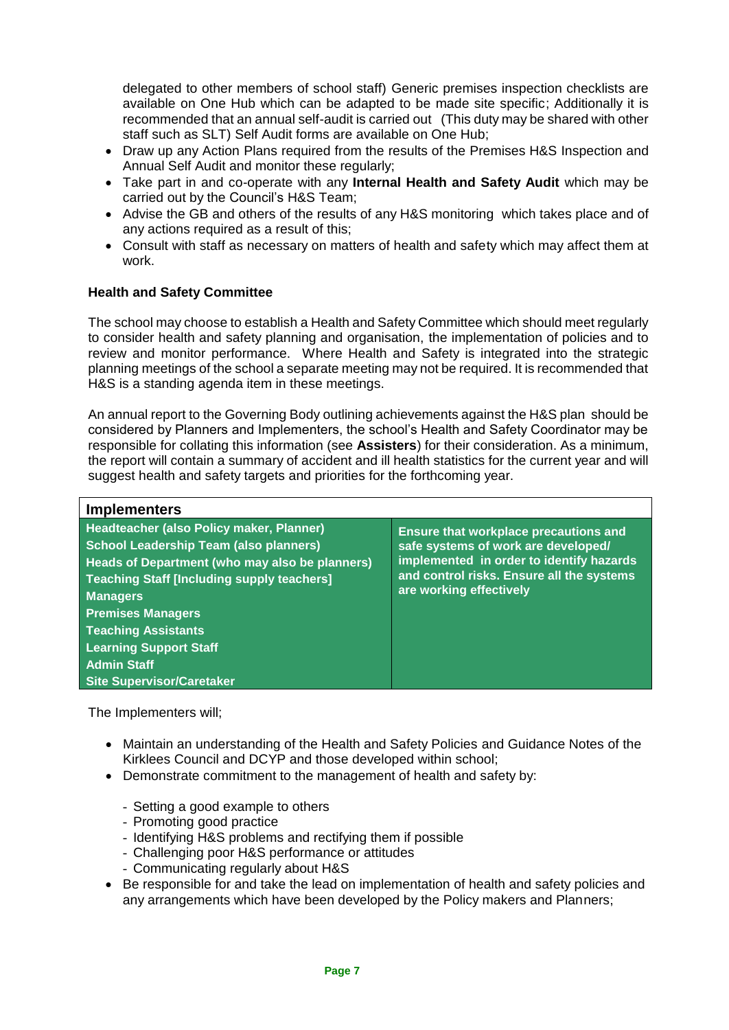delegated to other members of school staff) Generic premises inspection checklists are available on One Hub which can be adapted to be made site specific; Additionally it is recommended that an annual self-audit is carried out (This duty may be shared with other staff such as SLT) Self Audit forms are available on One Hub;

- Draw up any Action Plans required from the results of the Premises H&S Inspection and Annual Self Audit and monitor these regularly;
- Take part in and co-operate with any **Internal Health and Safety Audit** which may be carried out by the Council's H&S Team;
- Advise the GB and others of the results of any H&S monitoring which takes place and of any actions required as a result of this;
- Consult with staff as necessary on matters of health and safety which may affect them at work.

**Health and Safety Committee**

The school may choose to establish a Health and Safety Committee which should meet regularly to consider health and safety planning and organisation, the implementation of policies and to review and monitor performance. Where Health and Safety is integrated into the strategic planning meetings of the school a separate meeting may not be required. It is recommended that H&S is a standing agenda item in these meetings.

An annual report to the Governing Body outlining achievements against the H&S plan should be considered by Planners and Implementers, the school's Health and Safety Coordinator may be responsible for collating this information (see **Assisters**) for their consideration. As a minimum, the report will contain a summary of accident and ill health statistics for the current year and will suggest health and safety targets and priorities for the forthcoming year.

| **Implementers** | |
|---|---|
| **Headteacher (also Policy maker, Planner)**<br>**School Leadership Team (also planners)**<br>**Heads of Department (who may also be planners)**<br>**Teaching Staff [Including supply teachers]**<br>**Managers**<br>**Premises Managers**<br>**Teaching Assistants**<br>**Learning Support Staff**<br>**Admin Staff**<br>**Site Supervisor/Caretaker** | **Ensure that workplace precautions and safe systems of work are developed/ implemented in order to identify hazards and control risks. Ensure all the systems are working effectively** |

The Implementers will;

- Maintain an understanding of the Health and Safety Policies and Guidance Notes of the Kirklees Council and DCYP and those developed within school;
- Demonstrate commitment to the management of health and safety by:
  - Setting a good example to others
  - Promoting good practice
  - Identifying H&S problems and rectifying them if possible
  - Challenging poor H&S performance or attitudes
  - Communicating regularly about H&S
- Be responsible for and take the lead on implementation of health and safety policies and any arrangements which have been developed by the Policy makers and Planners;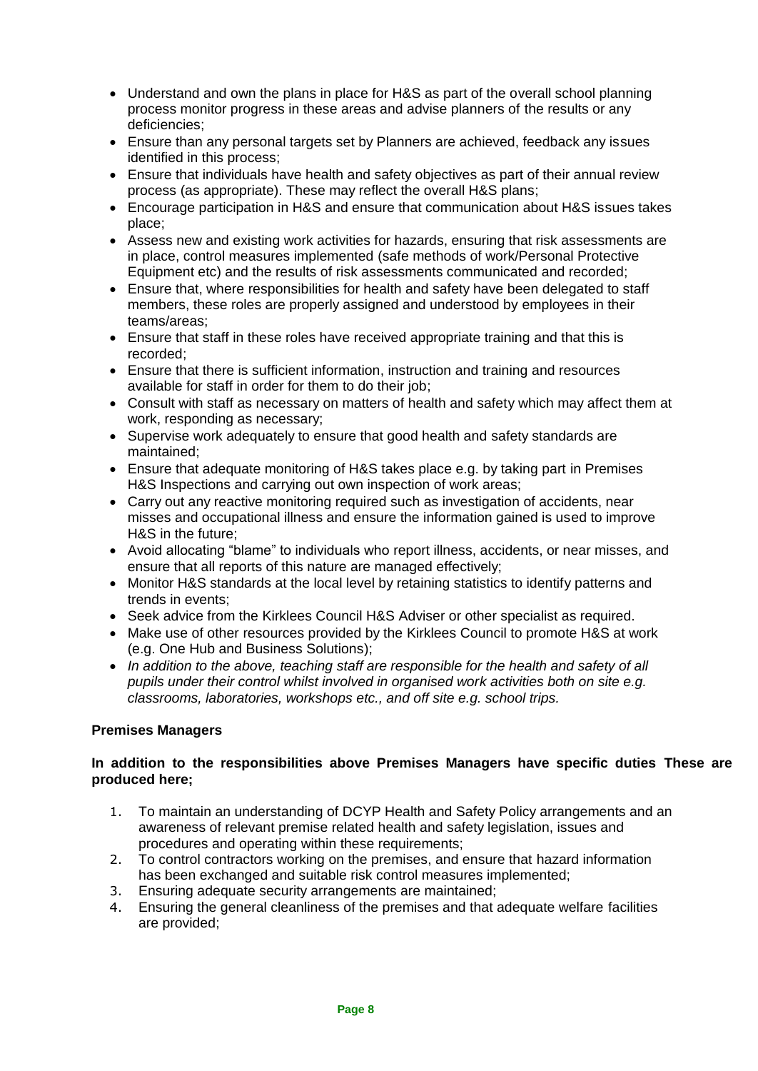- Understand and own the plans in place for H&S as part of the overall school planning process monitor progress in these areas and advise planners of the results or any deficiencies;
- Ensure than any personal targets set by Planners are achieved, feedback any issues identified in this process;
- Ensure that individuals have health and safety objectives as part of their annual review process (as appropriate). These may reflect the overall H&S plans;
- Encourage participation in H&S and ensure that communication about H&S issues takes place;
- Assess new and existing work activities for hazards, ensuring that risk assessments are in place, control measures implemented (safe methods of work/Personal Protective Equipment etc) and the results of risk assessments communicated and recorded;
- Ensure that, where responsibilities for health and safety have been delegated to staff members, these roles are properly assigned and understood by employees in their teams/areas;
- Ensure that staff in these roles have received appropriate training and that this is recorded;
- Ensure that there is sufficient information, instruction and training and resources available for staff in order for them to do their job;
- Consult with staff as necessary on matters of health and safety which may affect them at work, responding as necessary;
- Supervise work adequately to ensure that good health and safety standards are maintained;
- Ensure that adequate monitoring of H&S takes place e.g. by taking part in Premises H&S Inspections and carrying out own inspection of work areas;
- Carry out any reactive monitoring required such as investigation of accidents, near misses and occupational illness and ensure the information gained is used to improve H&S in the future;
- Avoid allocating "blame" to individuals who report illness, accidents, or near misses, and ensure that all reports of this nature are managed effectively;
- Monitor H&S standards at the local level by retaining statistics to identify patterns and trends in events;
- Seek advice from the Kirklees Council H&S Adviser or other specialist as required.
- Make use of other resources provided by the Kirklees Council to promote H&S at work (e.g. One Hub and Business Solutions);
- *In addition to the above, teaching staff are responsible for the health and safety of all pupils under their control whilst involved in organised work activities both on site e.g. classrooms, laboratories, workshops etc., and off site e.g. school trips.*

**Premises Managers**

**In addition to the responsibilities above Premises Managers have specific duties These are produced here;**

1. To maintain an understanding of DCYP Health and Safety Policy arrangements and an awareness of relevant premise related health and safety legislation, issues and procedures and operating within these requirements;
2. To control contractors working on the premises, and ensure that hazard information has been exchanged and suitable risk control measures implemented;
3. Ensuring adequate security arrangements are maintained;
4. Ensuring the general cleanliness of the premises and that adequate welfare facilities are provided;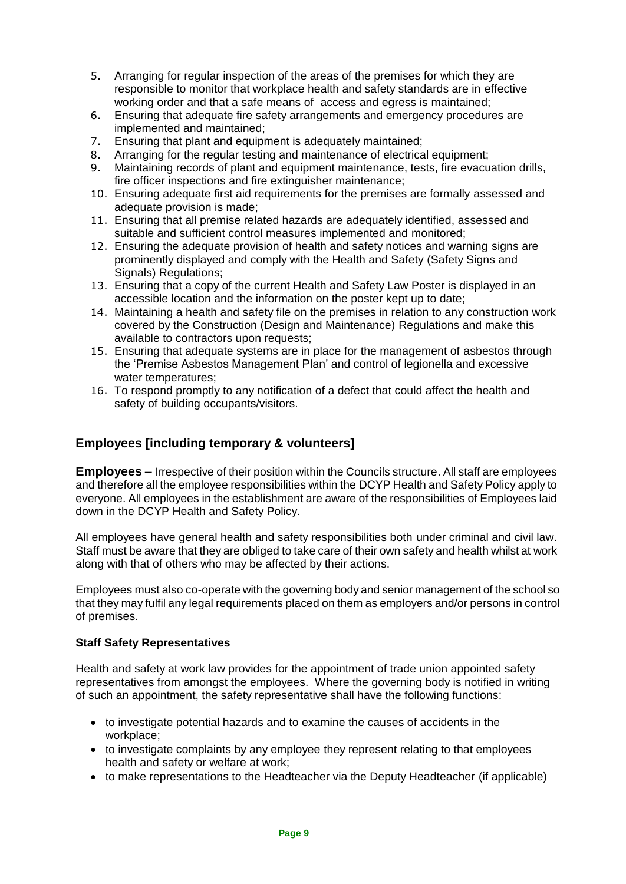5. Arranging for regular inspection of the areas of the premises for which they are responsible to monitor that workplace health and safety standards are in effective working order and that a safe means of access and egress is maintained;
6. Ensuring that adequate fire safety arrangements and emergency procedures are implemented and maintained;
7. Ensuring that plant and equipment is adequately maintained;
8. Arranging for the regular testing and maintenance of electrical equipment;
9. Maintaining records of plant and equipment maintenance, tests, fire evacuation drills, fire officer inspections and fire extinguisher maintenance;
10. Ensuring adequate first aid requirements for the premises are formally assessed and adequate provision is made;
11. Ensuring that all premise related hazards are adequately identified, assessed and suitable and sufficient control measures implemented and monitored;
12. Ensuring the adequate provision of health and safety notices and warning signs are prominently displayed and comply with the Health and Safety (Safety Signs and Signals) Regulations;
13. Ensuring that a copy of the current Health and Safety Law Poster is displayed in an accessible location and the information on the poster kept up to date;
14. Maintaining a health and safety file on the premises in relation to any construction work covered by the Construction (Design and Maintenance) Regulations and make this available to contractors upon requests;
15. Ensuring that adequate systems are in place for the management of asbestos through the 'Premise Asbestos Management Plan' and control of legionella and excessive water temperatures;
16. To respond promptly to any notification of a defect that could affect the health and safety of building occupants/visitors.

## Employees [including temporary & volunteers]

**Employees** – Irrespective of their position within the Councils structure. All staff are employees and therefore all the employee responsibilities within the DCYP Health and Safety Policy apply to everyone. All employees in the establishment are aware of the responsibilities of Employees laid down in the DCYP Health and Safety Policy.

All employees have general health and safety responsibilities both under criminal and civil law. Staff must be aware that they are obliged to take care of their own safety and health whilst at work along with that of others who may be affected by their actions.

Employees must also co-operate with the governing body and senior management of the school so that they may fulfil any legal requirements placed on them as employers and/or persons in control of premises.

**Staff Safety Representatives**

Health and safety at work law provides for the appointment of trade union appointed safety representatives from amongst the employees. Where the governing body is notified in writing of such an appointment, the safety representative shall have the following functions:

- to investigate potential hazards and to examine the causes of accidents in the workplace;
- to investigate complaints by any employee they represent relating to that employees health and safety or welfare at work;
- to make representations to the Headteacher via the Deputy Headteacher (if applicable)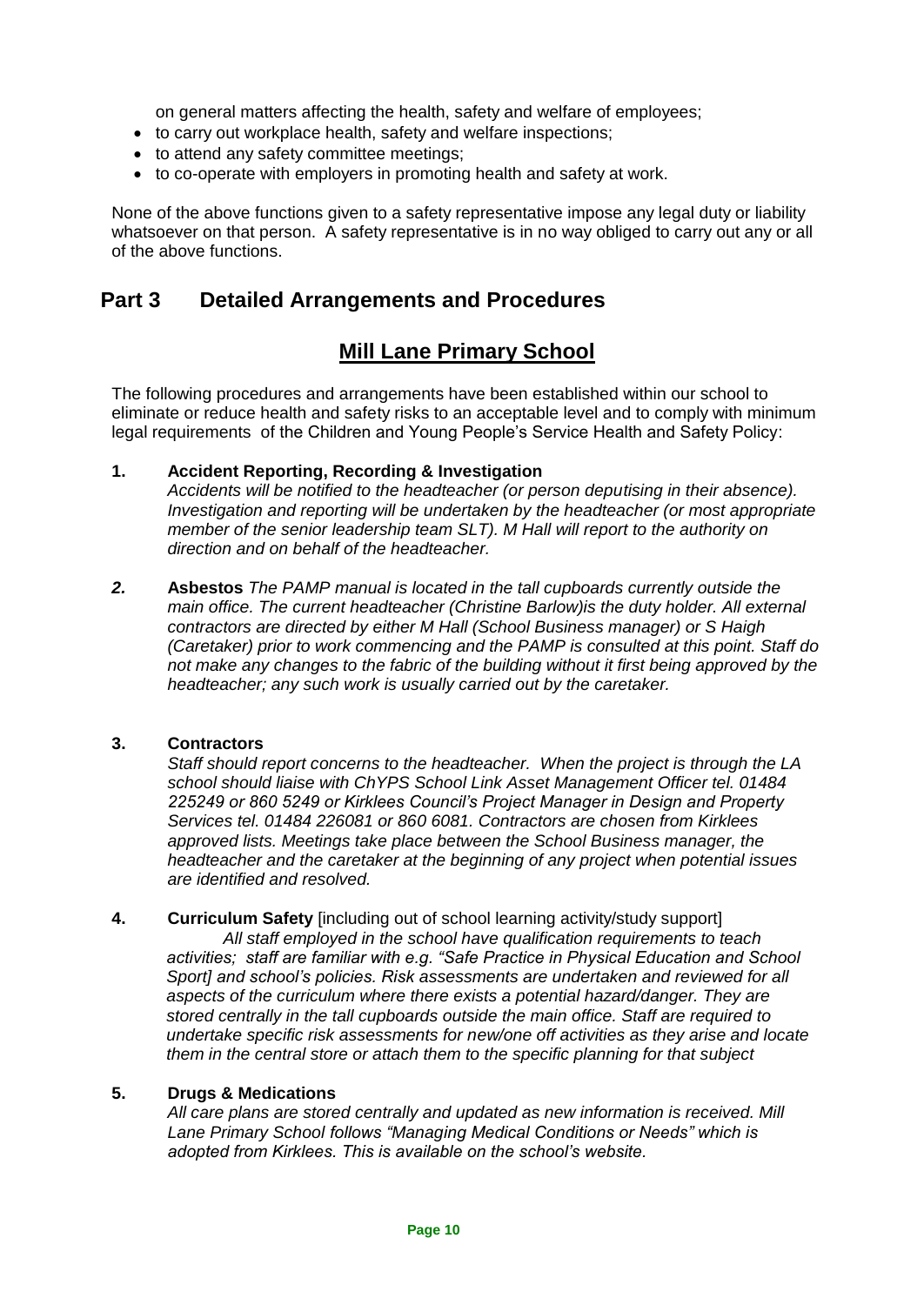on general matters affecting the health, safety and welfare of employees;

- to carry out workplace health, safety and welfare inspections;
- to attend any safety committee meetings;
- to co-operate with employers in promoting health and safety at work.

None of the above functions given to a safety representative impose any legal duty or liability whatsoever on that person. A safety representative is in no way obliged to carry out any or all of the above functions.

## Part 3 Detailed Arrangements and Procedures

## Mill Lane Primary School

The following procedures and arrangements have been established within our school to eliminate or reduce health and safety risks to an acceptable level and to comply with minimum legal requirements of the Children and Young People's Service Health and Safety Policy:

**1. Accident Reporting, Recording & Investigation**

*Accidents will be notified to the headteacher (or person deputising in their absence). Investigation and reporting will be undertaken by the headteacher (or most appropriate member of the senior leadership team SLT). M Hall will report to the authority on direction and on behalf of the headteacher.*

***2.*** **Asbestos** *The PAMP manual is located in the tall cupboards currently outside the main office. The current headteacher (Christine Barlow)is the duty holder. All external contractors are directed by either M Hall (School Business manager) or S Haigh (Caretaker) prior to work commencing and the PAMP is consulted at this point. Staff do not make any changes to the fabric of the building without it first being approved by the headteacher; any such work is usually carried out by the caretaker.*

**3. Contractors**

*Staff should report concerns to the headteacher. When the project is through the LA school should liaise with ChYPS School Link Asset Management Officer tel. 01484 225249 or 860 5249 or Kirklees Council's Project Manager in Design and Property Services tel. 01484 226081 or 860 6081. Contractors are chosen from Kirklees approved lists. Meetings take place between the School Business manager, the headteacher and the caretaker at the beginning of any project when potential issues are identified and resolved.*

**4. Curriculum Safety** [including out of school learning activity/study support]

*All staff employed in the school have qualification requirements to teach activities; staff are familiar with e.g. "Safe Practice in Physical Education and School Sport] and school's policies. Risk assessments are undertaken and reviewed for all aspects of the curriculum where there exists a potential hazard/danger. They are stored centrally in the tall cupboards outside the main office. Staff are required to undertake specific risk assessments for new/one off activities as they arise and locate them in the central store or attach them to the specific planning for that subject*

**5. Drugs & Medications**

*All care plans are stored centrally and updated as new information is received. Mill Lane Primary School follows "Managing Medical Conditions or Needs" which is adopted from Kirklees. This is available on the school's website.*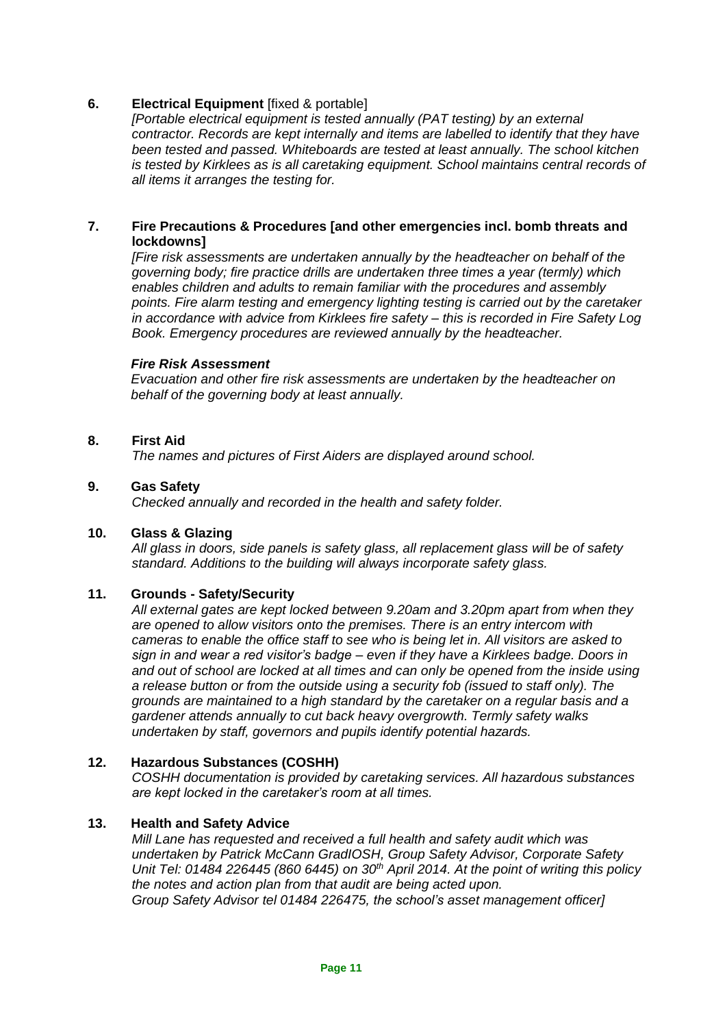**6. Electrical Equipment** [fixed & portable]

*[Portable electrical equipment is tested annually (PAT testing) by an external contractor. Records are kept internally and items are labelled to identify that they have been tested and passed. Whiteboards are tested at least annually. The school kitchen is tested by Kirklees as is all caretaking equipment. School maintains central records of all items it arranges the testing for.*

**7. Fire Precautions & Procedures [and other emergencies incl. bomb threats and lockdowns]**

*[Fire risk assessments are undertaken annually by the headteacher on behalf of the governing body; fire practice drills are undertaken three times a year (termly) which enables children and adults to remain familiar with the procedures and assembly points. Fire alarm testing and emergency lighting testing is carried out by the caretaker in accordance with advice from Kirklees fire safety – this is recorded in Fire Safety Log Book. Emergency procedures are reviewed annually by the headteacher.*

***Fire Risk Assessment***

*Evacuation and other fire risk assessments are undertaken by the headteacher on behalf of the governing body at least annually.*

**8. First Aid**

*The names and pictures of First Aiders are displayed around school.*

**9. Gas Safety**

*Checked annually and recorded in the health and safety folder.*

**10. Glass & Glazing**

*All glass in doors, side panels is safety glass, all replacement glass will be of safety standard. Additions to the building will always incorporate safety glass.*

**11. Grounds - Safety/Security**

*All external gates are kept locked between 9.20am and 3.20pm apart from when they are opened to allow visitors onto the premises. There is an entry intercom with cameras to enable the office staff to see who is being let in. All visitors are asked to sign in and wear a red visitor's badge – even if they have a Kirklees badge. Doors in and out of school are locked at all times and can only be opened from the inside using a release button or from the outside using a security fob (issued to staff only). The grounds are maintained to a high standard by the caretaker on a regular basis and a gardener attends annually to cut back heavy overgrowth. Termly safety walks undertaken by staff, governors and pupils identify potential hazards.*

**12. Hazardous Substances (COSHH)**

*COSHH documentation is provided by caretaking services. All hazardous substances are kept locked in the caretaker's room at all times.*

**13. Health and Safety Advice**

*Mill Lane has requested and received a full health and safety audit which was undertaken by Patrick McCann GradIOSH, Group Safety Advisor, Corporate Safety Unit Tel: 01484 226445 (860 6445) on 30th April 2014. At the point of writing this policy the notes and action plan from that audit are being acted upon.*
*Group Safety Advisor tel 01484 226475, the school's asset management officer]*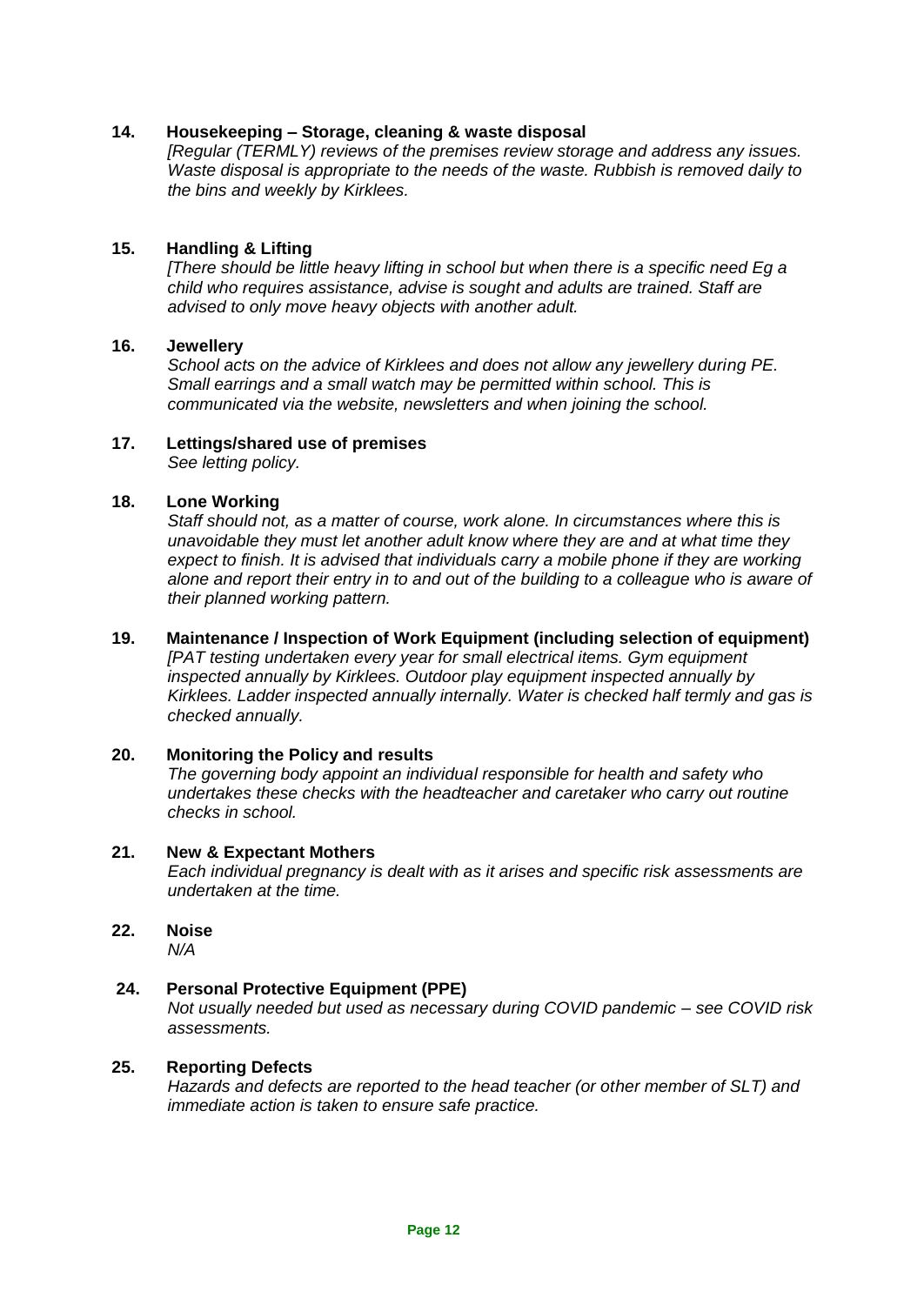**14. Housekeeping – Storage, cleaning & waste disposal**

*[Regular (TERMLY) reviews of the premises review storage and address any issues. Waste disposal is appropriate to the needs of the waste. Rubbish is removed daily to the bins and weekly by Kirklees.*

**15. Handling & Lifting**

*[There should be little heavy lifting in school but when there is a specific need Eg a child who requires assistance, advise is sought and adults are trained. Staff are advised to only move heavy objects with another adult.*

**16. Jewellery**

*School acts on the advice of Kirklees and does not allow any jewellery during PE. Small earrings and a small watch may be permitted within school. This is communicated via the website, newsletters and when joining the school.*

**17. Lettings/shared use of premises**

*See letting policy.*

**18. Lone Working**

*Staff should not, as a matter of course, work alone. In circumstances where this is unavoidable they must let another adult know where they are and at what time they expect to finish. It is advised that individuals carry a mobile phone if they are working alone and report their entry in to and out of the building to a colleague who is aware of their planned working pattern.*

**19. Maintenance / Inspection of Work Equipment (including selection of equipment)**

*[PAT testing undertaken every year for small electrical items. Gym equipment inspected annually by Kirklees. Outdoor play equipment inspected annually by Kirklees. Ladder inspected annually internally. Water is checked half termly and gas is checked annually.*

**20. Monitoring the Policy and results**

*The governing body appoint an individual responsible for health and safety who undertakes these checks with the headteacher and caretaker who carry out routine checks in school.*

**21. New & Expectant Mothers**

*Each individual pregnancy is dealt with as it arises and specific risk assessments are undertaken at the time.*

**22. Noise**

*N/A*

**24. Personal Protective Equipment (PPE)**

*Not usually needed but used as necessary during COVID pandemic – see COVID risk assessments.*

**25. Reporting Defects**

*Hazards and defects are reported to the head teacher (or other member of SLT) and immediate action is taken to ensure safe practice.*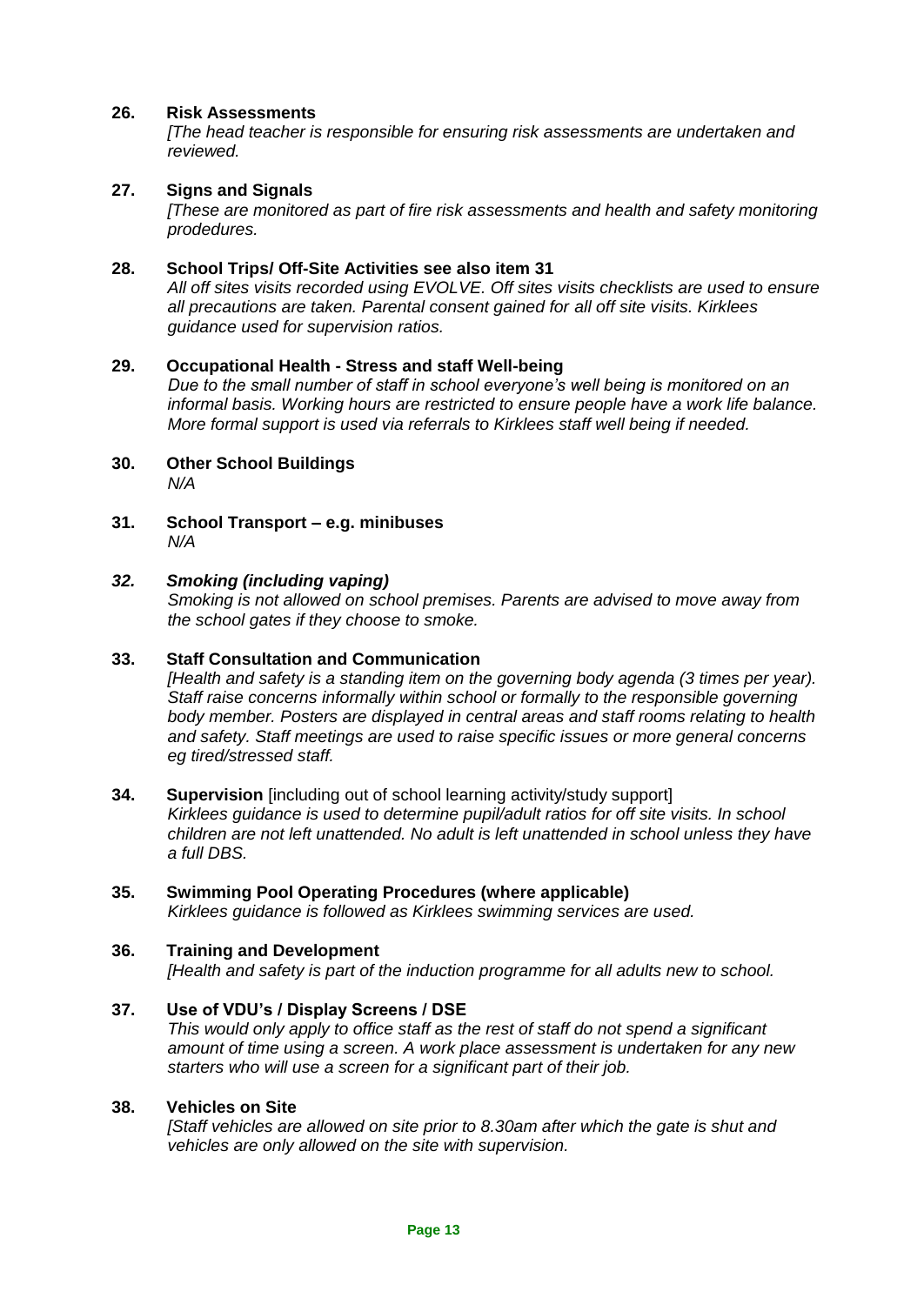**26. Risk Assessments**

*[The head teacher is responsible for ensuring risk assessments are undertaken and reviewed.*

**27. Signs and Signals**

*[These are monitored as part of fire risk assessments and health and safety monitoring prodedures.*

**28. School Trips/ Off-Site Activities see also item 31**

*All off sites visits recorded using EVOLVE. Off sites visits checklists are used to ensure all precautions are taken. Parental consent gained for all off site visits. Kirklees guidance used for supervision ratios.*

**29. Occupational Health - Stress and staff Well-being**

*Due to the small number of staff in school everyone's well being is monitored on an informal basis. Working hours are restricted to ensure people have a work life balance. More formal support is used via referrals to Kirklees staff well being if needed.*

**30. Other School Buildings**

*N/A*

**31. School Transport – e.g. minibuses**

*N/A*

***32. Smoking (including vaping)***

*Smoking is not allowed on school premises. Parents are advised to move away from the school gates if they choose to smoke.*

**33. Staff Consultation and Communication**

*[Health and safety is a standing item on the governing body agenda (3 times per year). Staff raise concerns informally within school or formally to the responsible governing body member. Posters are displayed in central areas and staff rooms relating to health and safety. Staff meetings are used to raise specific issues or more general concerns eg tired/stressed staff.*

**34. Supervision** [including out of school learning activity/study support]

*Kirklees guidance is used to determine pupil/adult ratios for off site visits. In school children are not left unattended. No adult is left unattended in school unless they have a full DBS.*

**35. Swimming Pool Operating Procedures (where applicable)**

*Kirklees guidance is followed as Kirklees swimming services are used.*

**36. Training and Development**

*[Health and safety is part of the induction programme for all adults new to school.*

**37. Use of VDU's / Display Screens / DSE**

*This would only apply to office staff as the rest of staff do not spend a significant amount of time using a screen. A work place assessment is undertaken for any new starters who will use a screen for a significant part of their job.*

**38. Vehicles on Site**

*[Staff vehicles are allowed on site prior to 8.30am after which the gate is shut and vehicles are only allowed on the site with supervision.*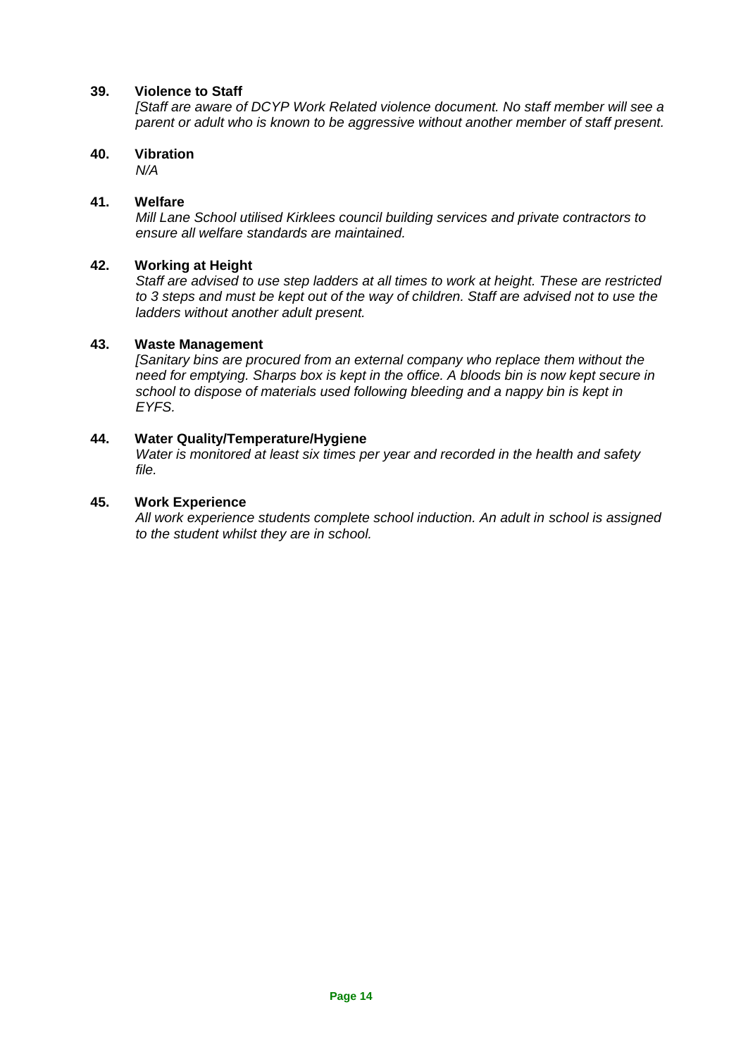**39. Violence to Staff**

*[Staff are aware of DCYP Work Related violence document. No staff member will see a parent or adult who is known to be aggressive without another member of staff present.*

**40. Vibration**

*N/A*

**41. Welfare**

*Mill Lane School utilised Kirklees council building services and private contractors to ensure all welfare standards are maintained.*

**42. Working at Height**

*Staff are advised to use step ladders at all times to work at height. These are restricted to 3 steps and must be kept out of the way of children. Staff are advised not to use the ladders without another adult present.*

**43. Waste Management**

*[Sanitary bins are procured from an external company who replace them without the need for emptying. Sharps box is kept in the office. A bloods bin is now kept secure in school to dispose of materials used following bleeding and a nappy bin is kept in EYFS.*

**44. Water Quality/Temperature/Hygiene**

*Water is monitored at least six times per year and recorded in the health and safety file.*

**45. Work Experience**

*All work experience students complete school induction. An adult in school is assigned to the student whilst they are in school.*